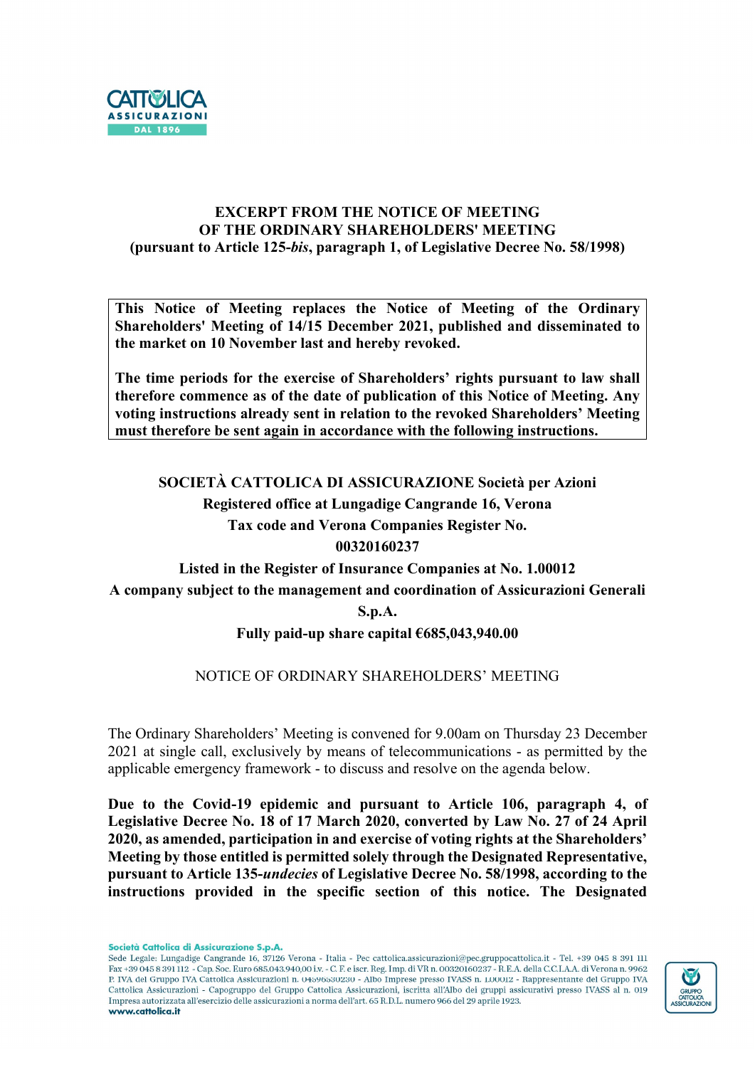# EXCERPT FROM THE NOTICE OF MEETING OF THE ORDINARY SHAREHOLDERS' MEETING (pursuant to Article 125-*bis*, paragraph 1, of Legislative Decree No. 58/1998)

**This Notice of Meeting replaces the Notice of Meeting of the Ordinary Shareholders' Meeting of 14/15 December 2021, published and disseminated to the market on 10 November last and hereby revoked.**

**The time periods for the exercise of Shareholders' rights pursuant to law shall therefore commence as of the date of publication of this Notice of Meeting. Any voting instructions already sent in relation to the revoked Shareholders' Meeting must therefore be sent again in accordance with the following instructions.**

**SOCIETÀ CATTOLICA DI ASSICURAZIONE Società per Azioni**
**Registered office at Lungadige Cangrande 16, Verona**
**Tax code and Verona Companies Register No. 00320160237**
**Listed in the Register of Insurance Companies at No. 1.00012**
**A company subject to the management and coordination of Assicurazioni Generali S.p.A.**
**Fully paid-up share capital €685,043,940.00**

NOTICE OF ORDINARY SHAREHOLDERS' MEETING

The Ordinary Shareholders' Meeting is convened for 9.00am on Thursday 23 December 2021 at single call, exclusively by means of telecommunications - as permitted by the applicable emergency framework - to discuss and resolve on the agenda below.

**Due to the Covid-19 epidemic and pursuant to Article 106, paragraph 4, of Legislative Decree No. 18 of 17 March 2020, converted by Law No. 27 of 24 April 2020, as amended, participation in and exercise of voting rights at the Shareholders' Meeting by those entitled is permitted solely through the Designated Representative, pursuant to Article 135-*undecies* of Legislative Decree No. 58/1998, according to the instructions provided in the specific section of this notice. The Designated**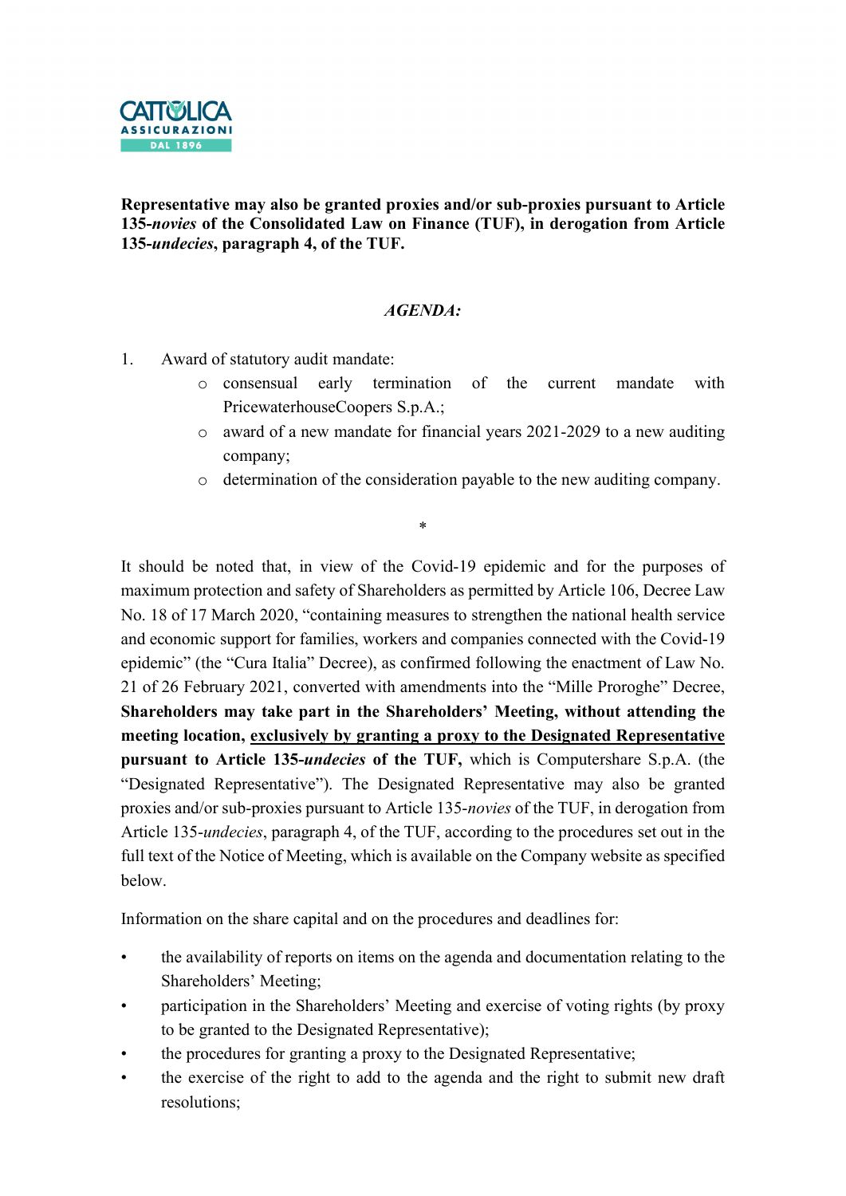**Representative may also be granted proxies and/or sub-proxies pursuant to Article 135-*novies* of the Consolidated Law on Finance (TUF), in derogation from Article 135-*undecies*, paragraph 4, of the TUF.**

***AGENDA:***

1. Award of statutory audit mandate:
    - consensual early termination of the current mandate with PricewaterhouseCoopers S.p.A.;
    - award of a new mandate for financial years 2021-2029 to a new auditing company;
    - determination of the consideration payable to the new auditing company.

*

It should be noted that, in view of the Covid-19 epidemic and for the purposes of maximum protection and safety of Shareholders as permitted by Article 106, Decree Law No. 18 of 17 March 2020, "containing measures to strengthen the national health service and economic support for families, workers and companies connected with the Covid-19 epidemic" (the "Cura Italia" Decree), as confirmed following the enactment of Law No. 21 of 26 February 2021, converted with amendments into the "Mille Proroghe" Decree, **Shareholders may take part in the Shareholders' Meeting, without attending the meeting location, <u>exclusively by granting a proxy to the Designated Representative</u> pursuant to Article 135-*undecies* of the TUF,** which is Computershare S.p.A. (the "Designated Representative"). The Designated Representative may also be granted proxies and/or sub-proxies pursuant to Article 135-*novies* of the TUF, in derogation from Article 135-*undecies*, paragraph 4, of the TUF, according to the procedures set out in the full text of the Notice of Meeting, which is available on the Company website as specified below.

Information on the share capital and on the procedures and deadlines for:

- the availability of reports on items on the agenda and documentation relating to the Shareholders' Meeting;
- participation in the Shareholders' Meeting and exercise of voting rights (by proxy to be granted to the Designated Representative);
- the procedures for granting a proxy to the Designated Representative;
- the exercise of the right to add to the agenda and the right to submit new draft resolutions;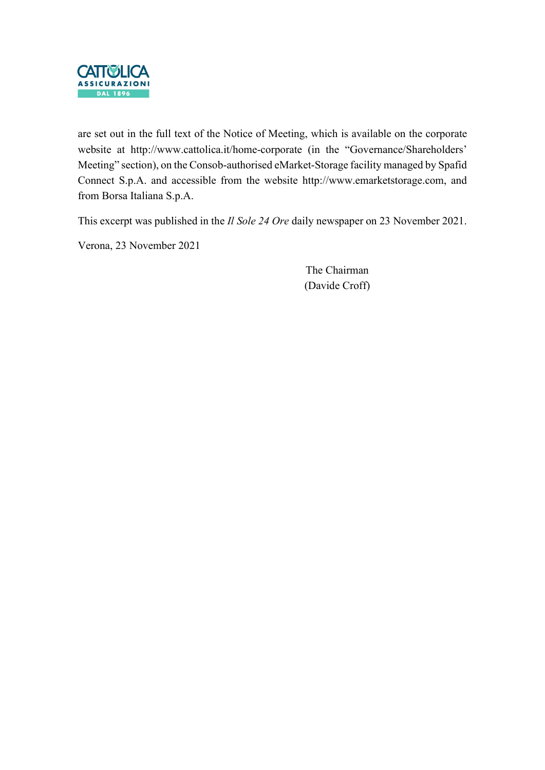are set out in the full text of the Notice of Meeting, which is available on the corporate website at http://www.cattolica.it/home-corporate (in the "Governance/Shareholders' Meeting" section), on the Consob-authorised eMarket-Storage facility managed by Spafid Connect S.p.A. and accessible from the website http://www.emarketstorage.com, and from Borsa Italiana S.p.A.

This excerpt was published in the *Il Sole 24 Ore* daily newspaper on 23 November 2021.

Verona, 23 November 2021

The Chairman
(Davide Croff)